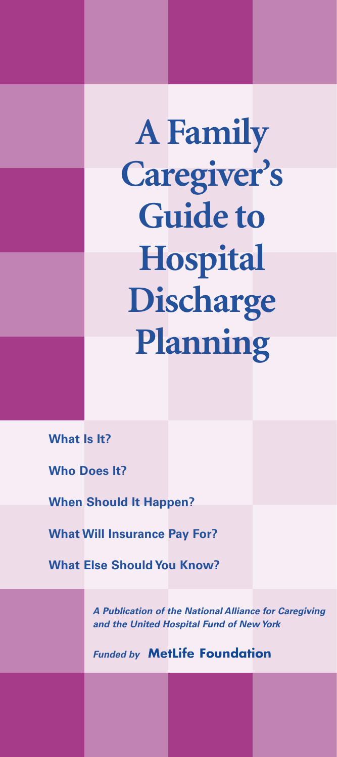# A Family Caregiver's Guide to Hospital Discharge Planning

**What Is It?**

**Who Does It?**

**When Should It Happen?**

**What Will Insurance Pay For?**

**What Else Should You Know?**

***A Publication of the National Alliance for Caregiving and the United Hospital Fund of New York***

***Funded by* MetLife Foundation**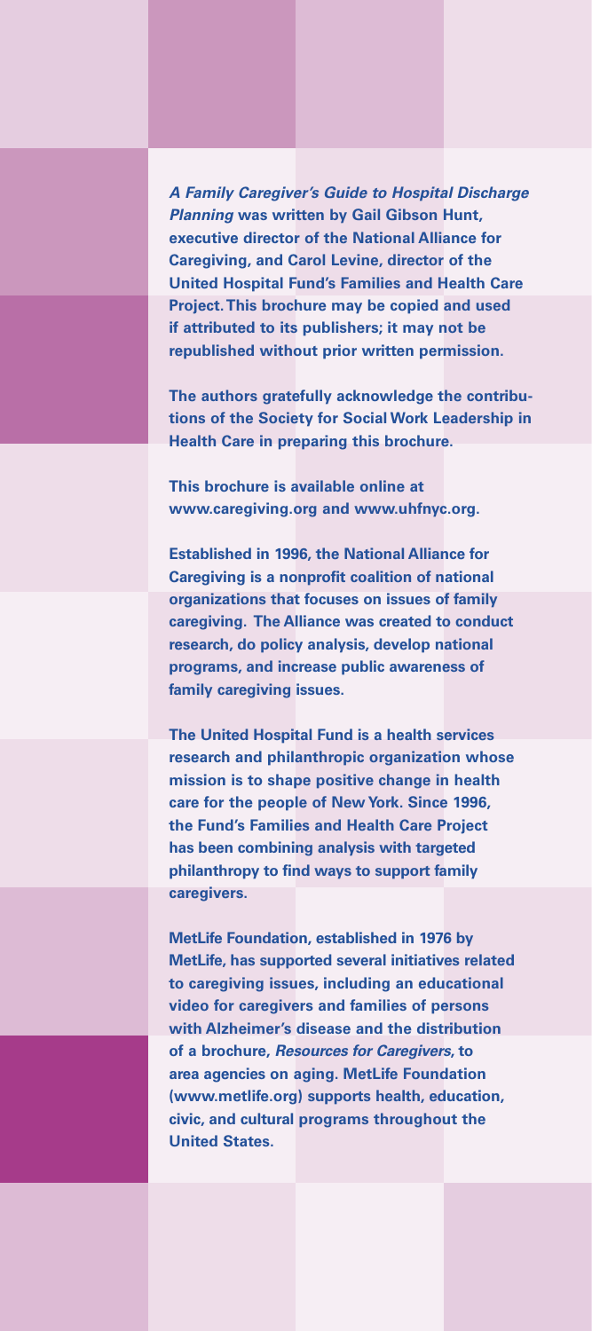***A Family Caregiver's Guide to Hospital Discharge Planning*** **was written by Gail Gibson Hunt, executive director of the National Alliance for Caregiving, and Carol Levine, director of the United Hospital Fund's Families and Health Care Project. This brochure may be copied and used if attributed to its publishers; it may not be republished without prior written permission.**

**The authors gratefully acknowledge the contributions of the Society for Social Work Leadership in Health Care in preparing this brochure.**

**This brochure is available online at www.caregiving.org and www.uhfnyc.org.**

**Established in 1996, the National Alliance for Caregiving is a nonprofit coalition of national organizations that focuses on issues of family caregiving. The Alliance was created to conduct research, do policy analysis, develop national programs, and increase public awareness of family caregiving issues.**

**The United Hospital Fund is a health services research and philanthropic organization whose mission is to shape positive change in health care for the people of New York. Since 1996, the Fund's Families and Health Care Project has been combining analysis with targeted philanthropy to find ways to support family caregivers.**

**MetLife Foundation, established in 1976 by MetLife, has supported several initiatives related to caregiving issues, including an educational video for caregivers and families of persons with Alzheimer's disease and the distribution of a brochure, *Resources for Caregivers*, to area agencies on aging. MetLife Foundation (www.metlife.org) supports health, education, civic, and cultural programs throughout the United States.**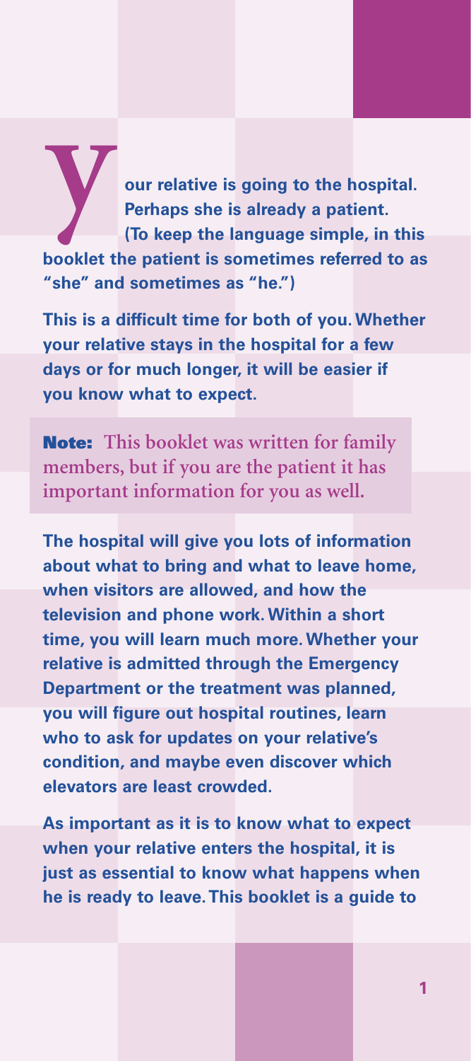**Your relative is going to the hospital. Perhaps she is already a patient. (To keep the language simple, in this booklet the patient is sometimes referred to as "she" and sometimes as "he.")**

**This is a difficult time for both of you. Whether your relative stays in the hospital for a few days or for much longer, it will be easier if you know what to expect.**

> **Note:** This booklet was written for family members, but if you are the patient it has important information for you as well.

**The hospital will give you lots of information about what to bring and what to leave home, when visitors are allowed, and how the television and phone work. Within a short time, you will learn much more. Whether your relative is admitted through the Emergency Department or the treatment was planned, you will figure out hospital routines, learn who to ask for updates on your relative's condition, and maybe even discover which elevators are least crowded.**

**As important as it is to know what to expect when your relative enters the hospital, it is just as essential to know what happens when he is ready to leave. This booklet is a guide to**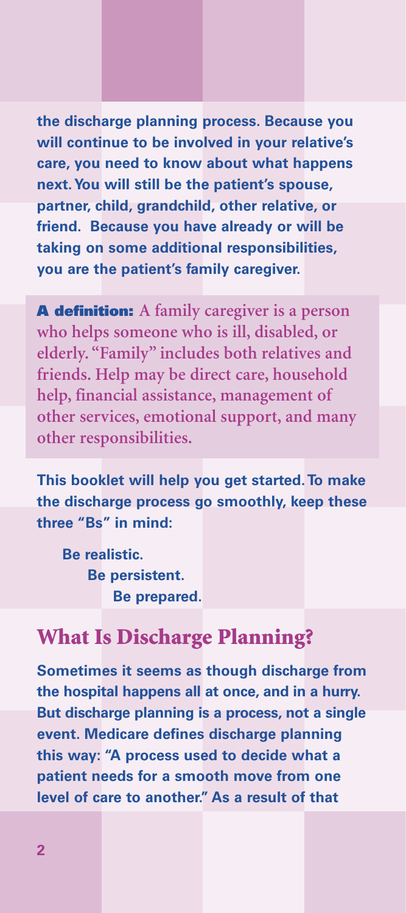**the discharge planning process. Because you will continue to be involved in your relative's care, you need to know about what happens next. You will still be the patient's spouse, partner, child, grandchild, other relative, or friend. Because you have already or will be taking on some additional responsibilities, you are the patient's family caregiver.**

> **A definition:** A family caregiver is a person who helps someone who is ill, disabled, or elderly. "Family" includes both relatives and friends. Help may be direct care, household help, financial assistance, management of other services, emotional support, and many other responsibilities.

**This booklet will help you get started. To make the discharge process go smoothly, keep these three "Bs" in mind:**

**Be realistic.**
**Be persistent.**
**Be prepared.**

## What Is Discharge Planning?

**Sometimes it seems as though discharge from the hospital happens all at once, and in a hurry. But discharge planning is a process, not a single event. Medicare defines discharge planning this way: "A process used to decide what a patient needs for a smooth move from one level of care to another." As a result of that**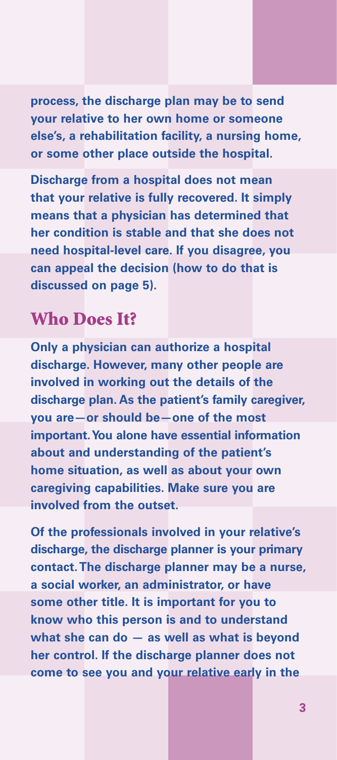process, the discharge plan may be to send your relative to her own home or someone else's, a rehabilitation facility, a nursing home, or some other place outside the hospital.

Discharge from a hospital does not mean that your relative is fully recovered. It simply means that a physician has determined that her condition is stable and that she does not need hospital-level care. If you disagree, you can appeal the decision (how to do that is discussed on page 5).

## Who Does It?

Only a physician can authorize a hospital discharge. However, many other people are involved in working out the details of the discharge plan. As the patient's family caregiver, you are—or should be—one of the most important. You alone have essential information about and understanding of the patient's home situation, as well as about your own caregiving capabilities. Make sure you are involved from the outset.

Of the professionals involved in your relative's discharge, the discharge planner is your primary contact. The discharge planner may be a nurse, a social worker, an administrator, or have some other title. It is important for you to know who this person is and to understand what she can do — as well as what is beyond her control. If the discharge planner does not come to see you and your relative early in the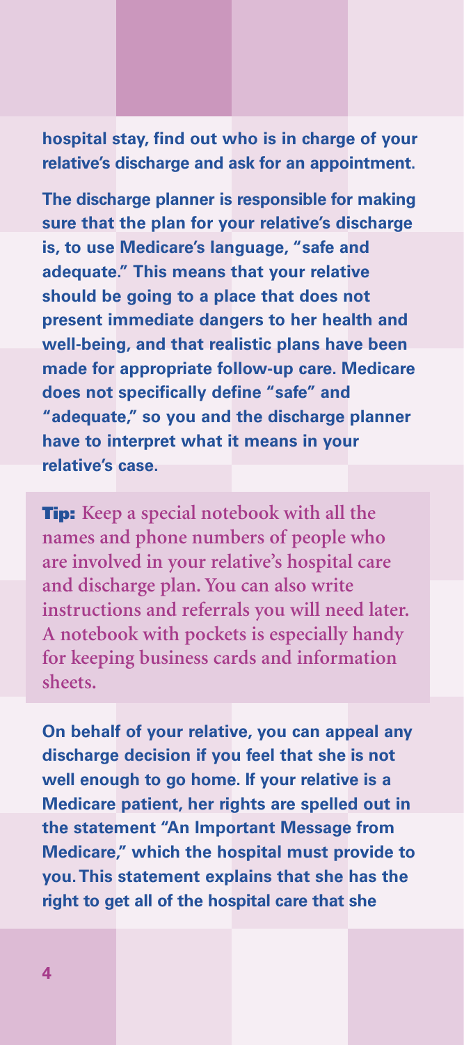**hospital stay, find out who is in charge of your relative's discharge and ask for an appointment.**

**The discharge planner is responsible for making sure that the plan for your relative's discharge is, to use Medicare's language, "safe and adequate." This means that your relative should be going to a place that does not present immediate dangers to her health and well-being, and that realistic plans have been made for appropriate follow-up care. Medicare does not specifically define "safe" and "adequate," so you and the discharge planner have to interpret what it means in your relative's case.**

> **Tip:** Keep a special notebook with all the names and phone numbers of people who are involved in your relative's hospital care and discharge plan. You can also write instructions and referrals you will need later. A notebook with pockets is especially handy for keeping business cards and information sheets.

**On behalf of your relative, you can appeal any discharge decision if you feel that she is not well enough to go home. If your relative is a Medicare patient, her rights are spelled out in the statement "An Important Message from Medicare," which the hospital must provide to you. This statement explains that she has the right to get all of the hospital care that she**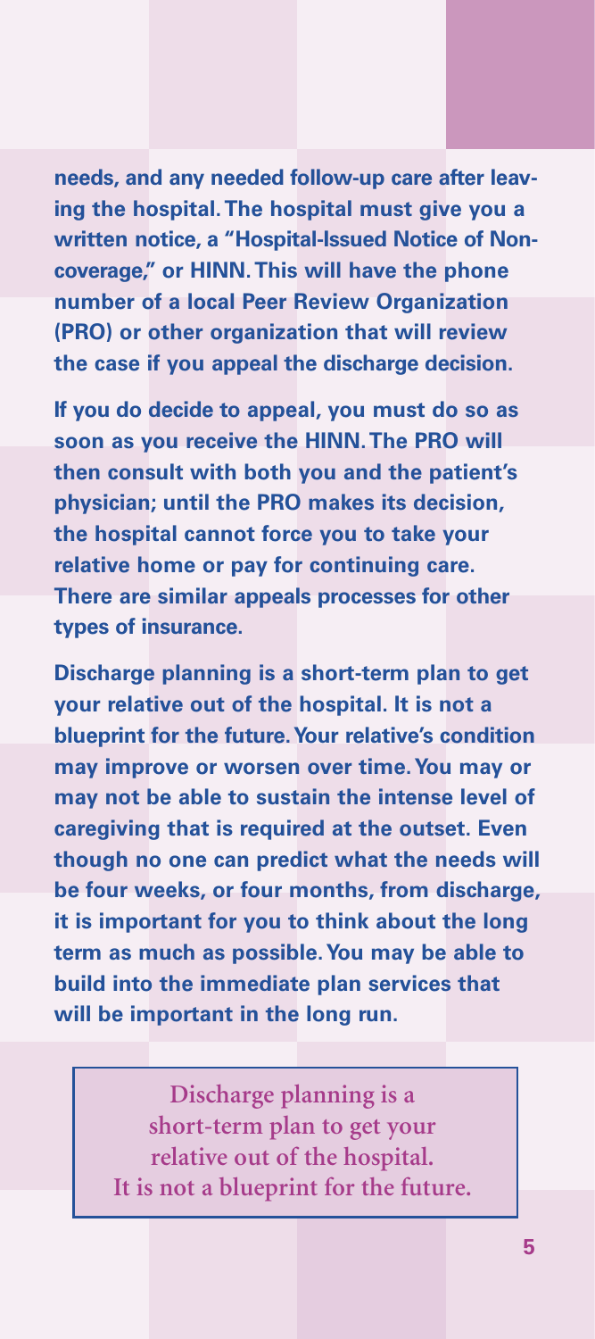**needs, and any needed follow-up care after leaving the hospital. The hospital must give you a written notice, a "Hospital-Issued Notice of Noncoverage," or HINN. This will have the phone number of a local Peer Review Organization (PRO) or other organization that will review the case if you appeal the discharge decision.**

**If you do decide to appeal, you must do so as soon as you receive the HINN. The PRO will then consult with both you and the patient's physician; until the PRO makes its decision, the hospital cannot force you to take your relative home or pay for continuing care. There are similar appeals processes for other types of insurance.**

**Discharge planning is a short-term plan to get your relative out of the hospital. It is not a blueprint for the future. Your relative's condition may improve or worsen over time. You may or may not be able to sustain the intense level of caregiving that is required at the outset. Even though no one can predict what the needs will be four weeks, or four months, from discharge, it is important for you to think about the long term as much as possible. You may be able to build into the immediate plan services that will be important in the long run.**

> Discharge planning is a short-term plan to get your relative out of the hospital. It is not a blueprint for the future.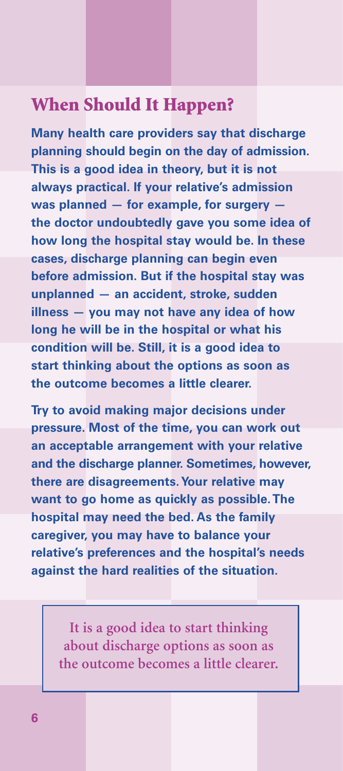## When Should It Happen?

**Many health care providers say that discharge planning should begin on the day of admission. This is a good idea in theory, but it is not always practical. If your relative's admission was planned — for example, for surgery — the doctor undoubtedly gave you some idea of how long the hospital stay would be. In these cases, discharge planning can begin even before admission. But if the hospital stay was unplanned — an accident, stroke, sudden illness — you may not have any idea of how long he will be in the hospital or what his condition will be. Still, it is a good idea to start thinking about the options as soon as the outcome becomes a little clearer.**

**Try to avoid making major decisions under pressure. Most of the time, you can work out an acceptable arrangement with your relative and the discharge planner. Sometimes, however, there are disagreements. Your relative may want to go home as quickly as possible. The hospital may need the bed. As the family caregiver, you may have to balance your relative's preferences and the hospital's needs against the hard realities of the situation.**

> It is a good idea to start thinking about discharge options as soon as the outcome becomes a little clearer.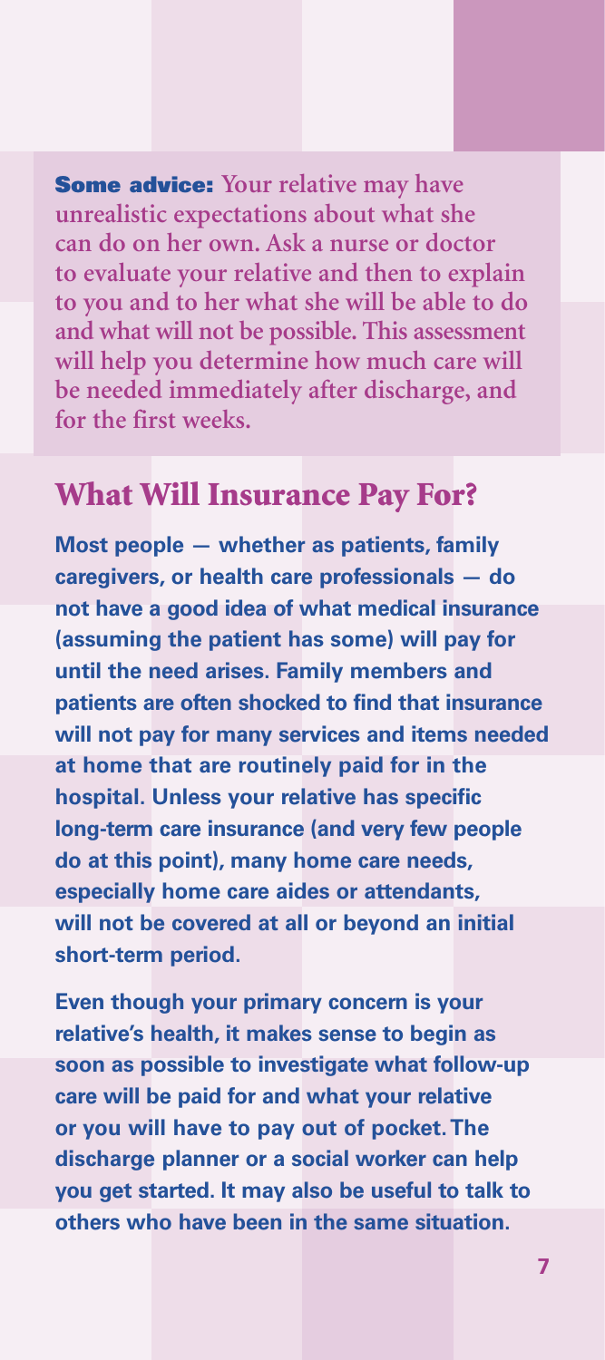**Some advice:** Your relative may have unrealistic expectations about what she can do on her own. Ask a nurse or doctor to evaluate your relative and then to explain to you and to her what she will be able to do and what will not be possible. This assessment will help you determine how much care will be needed immediately after discharge, and for the first weeks.

## What Will Insurance Pay For?

Most people — whether as patients, family caregivers, or health care professionals — do not have a good idea of what medical insurance (assuming the patient has some) will pay for until the need arises. Family members and patients are often shocked to find that insurance will not pay for many services and items needed at home that are routinely paid for in the hospital. Unless your relative has specific long-term care insurance (and very few people do at this point), many home care needs, especially home care aides or attendants, will not be covered at all or beyond an initial short-term period.

Even though your primary concern is your relative's health, it makes sense to begin as soon as possible to investigate what follow-up care will be paid for and what your relative or you will have to pay out of pocket. The discharge planner or a social worker can help you get started. It may also be useful to talk to others who have been in the same situation.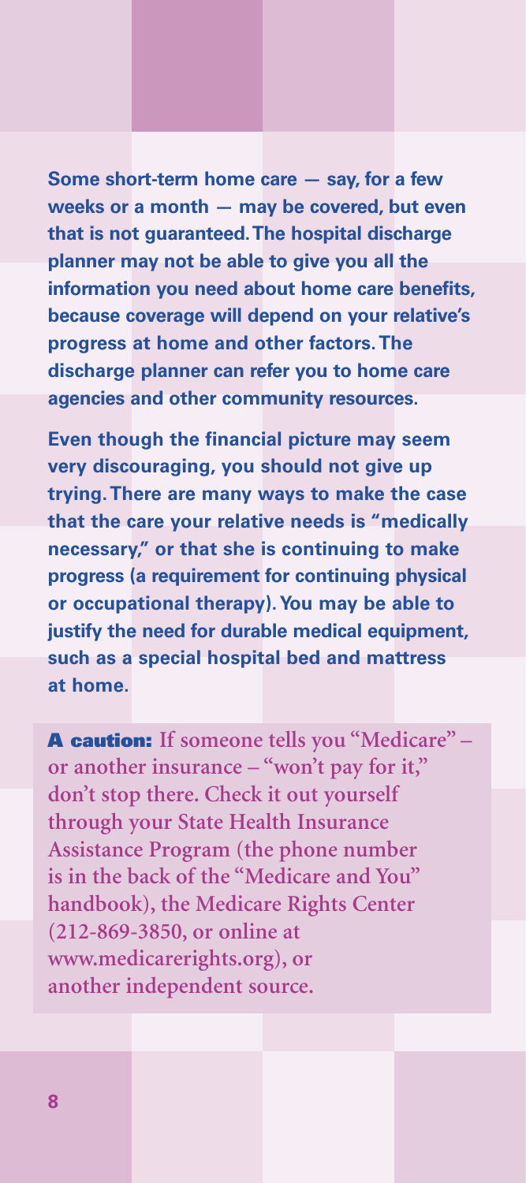**Some short-term home care — say, for a few weeks or a month — may be covered, but even that is not guaranteed. The hospital discharge planner may not be able to give you all the information you need about home care benefits, because coverage will depend on your relative's progress at home and other factors. The discharge planner can refer you to home care agencies and other community resources.**

**Even though the financial picture may seem very discouraging, you should not give up trying. There are many ways to make the case that the care your relative needs is "medically necessary," or that she is continuing to make progress (a requirement for continuing physical or occupational therapy). You may be able to justify the need for durable medical equipment, such as a special hospital bed and mattress at home.**

**A caution:** **If someone tells you "Medicare" – or another insurance – "won't pay for it," don't stop there. Check it out yourself through your State Health Insurance Assistance Program (the phone number is in the back of the "Medicare and You" handbook), the Medicare Rights Center (212-869-3850, or online at www.medicarerights.org), or another independent source.**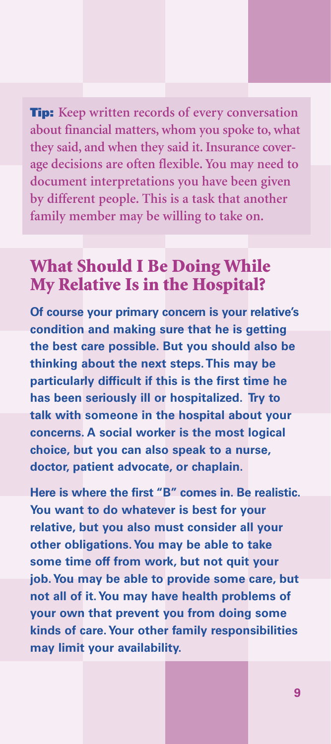**Tip:** Keep written records of every conversation about financial matters, whom you spoke to, what they said, and when they said it. Insurance coverage decisions are often flexible. You may need to document interpretations you have been given by different people. This is a task that another family member may be willing to take on.

## What Should I Be Doing While My Relative Is in the Hospital?

**Of course your primary concern is your relative's condition and making sure that he is getting the best care possible. But you should also be thinking about the next steps. This may be particularly difficult if this is the first time he has been seriously ill or hospitalized. Try to talk with someone in the hospital about your concerns. A social worker is the most logical choice, but you can also speak to a nurse, doctor, patient advocate, or chaplain.**

**Here is where the first "B" comes in. Be realistic. You want to do whatever is best for your relative, but you also must consider all your other obligations. You may be able to take some time off from work, but not quit your job. You may be able to provide some care, but not all of it. You may have health problems of your own that prevent you from doing some kinds of care. Your other family responsibilities may limit your availability.**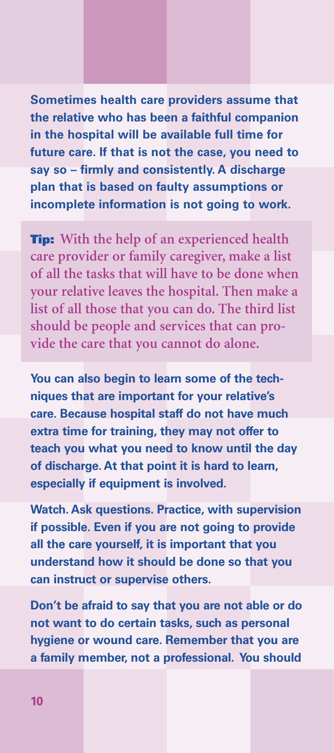**Sometimes health care providers assume that the relative who has been a faithful companion in the hospital will be available full time for future care. If that is not the case, you need to say so – firmly and consistently. A discharge plan that is based on faulty assumptions or incomplete information is not going to work.**

**Tip:** With the help of an experienced health care provider or family caregiver, make a list of all the tasks that will have to be done when your relative leaves the hospital. Then make a list of all those that you can do. The third list should be people and services that can provide the care that you cannot do alone.

**You can also begin to learn some of the techniques that are important for your relative's care. Because hospital staff do not have much extra time for training, they may not offer to teach you what you need to know until the day of discharge. At that point it is hard to learn, especially if equipment is involved.**

**Watch. Ask questions. Practice, with supervision if possible. Even if you are not going to provide all the care yourself, it is important that you understand how it should be done so that you can instruct or supervise others.**

**Don't be afraid to say that you are not able or do not want to do certain tasks, such as personal hygiene or wound care. Remember that you are a family member, not a professional. You should**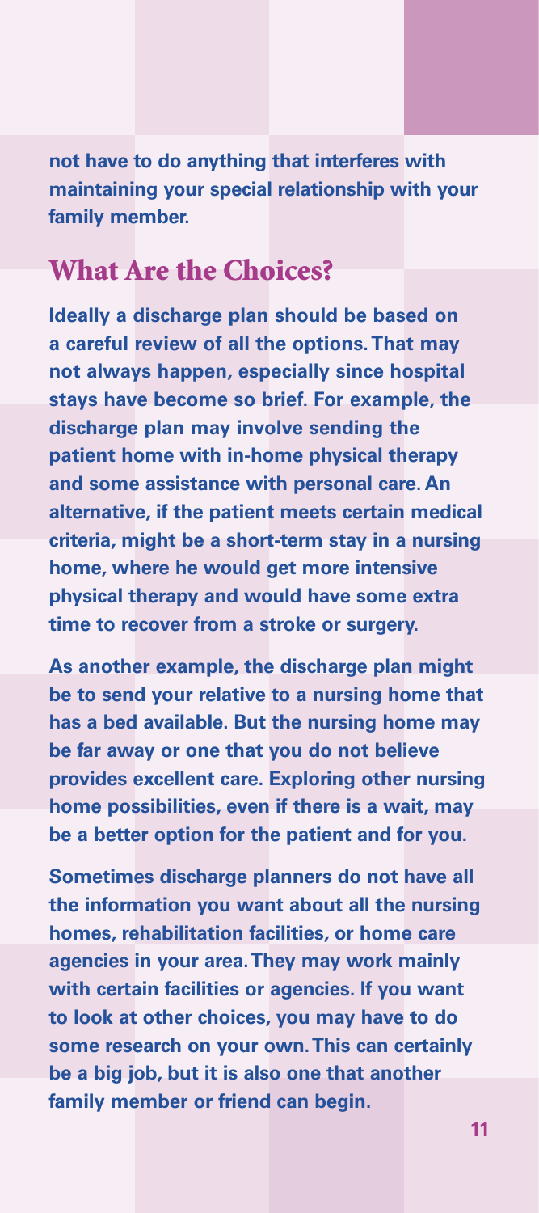not have to do anything that interferes with maintaining your special relationship with your family member.

## What Are the Choices?

Ideally a discharge plan should be based on a careful review of all the options. That may not always happen, especially since hospital stays have become so brief. For example, the discharge plan may involve sending the patient home with in-home physical therapy and some assistance with personal care. An alternative, if the patient meets certain medical criteria, might be a short-term stay in a nursing home, where he would get more intensive physical therapy and would have some extra time to recover from a stroke or surgery.

As another example, the discharge plan might be to send your relative to a nursing home that has a bed available. But the nursing home may be far away or one that you do not believe provides excellent care. Exploring other nursing home possibilities, even if there is a wait, may be a better option for the patient and for you.

Sometimes discharge planners do not have all the information you want about all the nursing homes, rehabilitation facilities, or home care agencies in your area. They may work mainly with certain facilities or agencies. If you want to look at other choices, you may have to do some research on your own. This can certainly be a big job, but it is also one that another family member or friend can begin.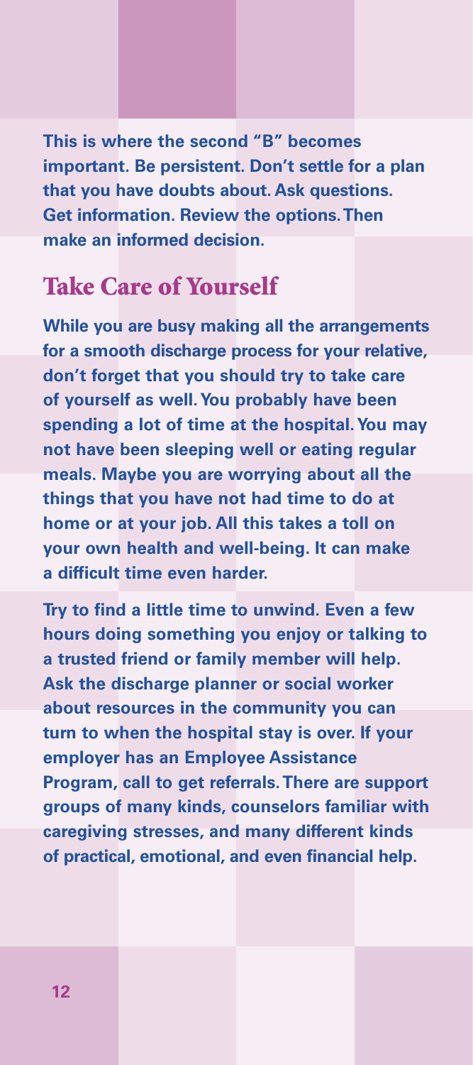This is where the second "B" becomes important. Be persistent. Don't settle for a plan that you have doubts about. Ask questions. Get information. Review the options. Then make an informed decision.

## Take Care of Yourself

While you are busy making all the arrangements for a smooth discharge process for your relative, don't forget that you should try to take care of yourself as well. You probably have been spending a lot of time at the hospital. You may not have been sleeping well or eating regular meals. Maybe you are worrying about all the things that you have not had time to do at home or at your job. All this takes a toll on your own health and well-being. It can make a difficult time even harder.

Try to find a little time to unwind. Even a few hours doing something you enjoy or talking to a trusted friend or family member will help. Ask the discharge planner or social worker about resources in the community you can turn to when the hospital stay is over. If your employer has an Employee Assistance Program, call to get referrals. There are support groups of many kinds, counselors familiar with caregiving stresses, and many different kinds of practical, emotional, and even financial help.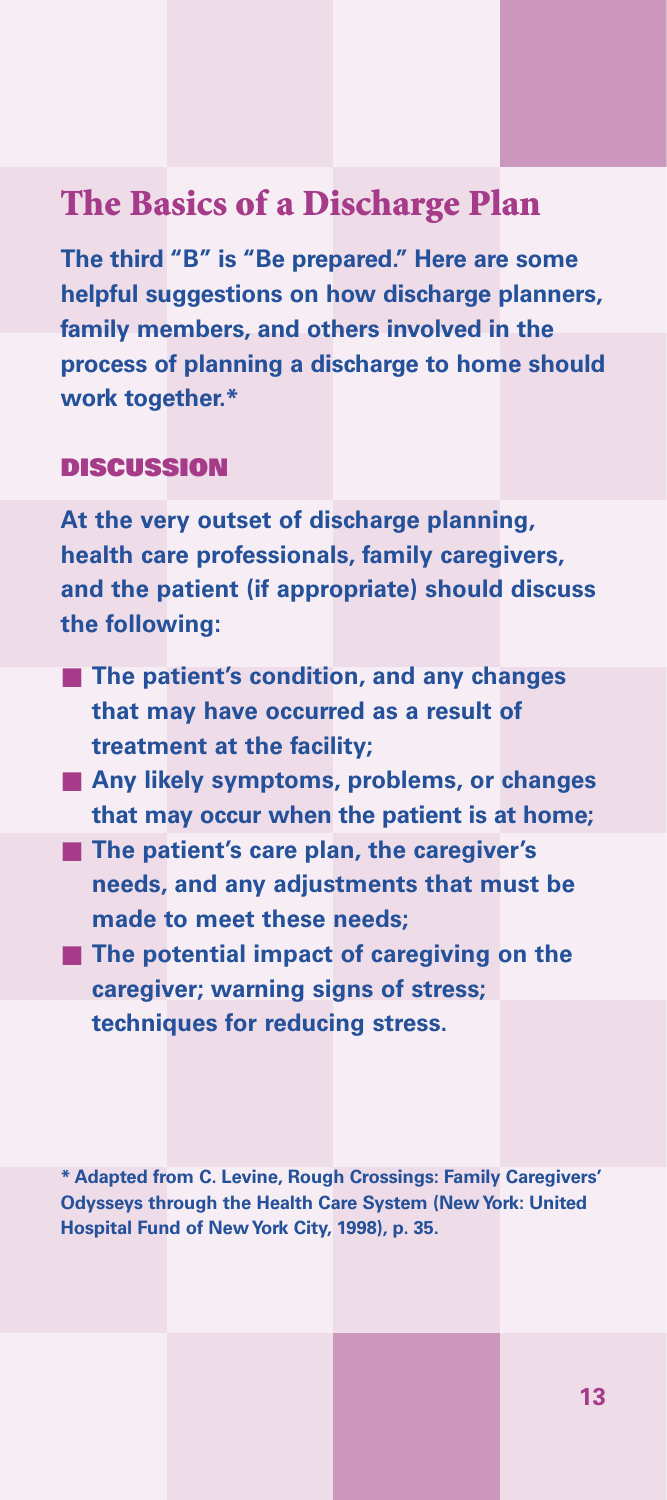# The Basics of a Discharge Plan

**The third "B" is "Be prepared." Here are some helpful suggestions on how discharge planners, family members, and others involved in the process of planning a discharge to home should work together.***

## DISCUSSION

**At the very outset of discharge planning, health care professionals, family caregivers, and the patient (if appropriate) should discuss the following:**

- **The patient's condition, and any changes that may have occurred as a result of treatment at the facility;**
- **Any likely symptoms, problems, or changes that may occur when the patient is at home;**
- **The patient's care plan, the caregiver's needs, and any adjustments that must be made to meet these needs;**
- **The potential impact of caregiving on the caregiver; warning signs of stress; techniques for reducing stress.**

**\* Adapted from C. Levine, Rough Crossings: Family Caregivers' Odysseys through the Health Care System (New York: United Hospital Fund of New York City, 1998), p. 35.**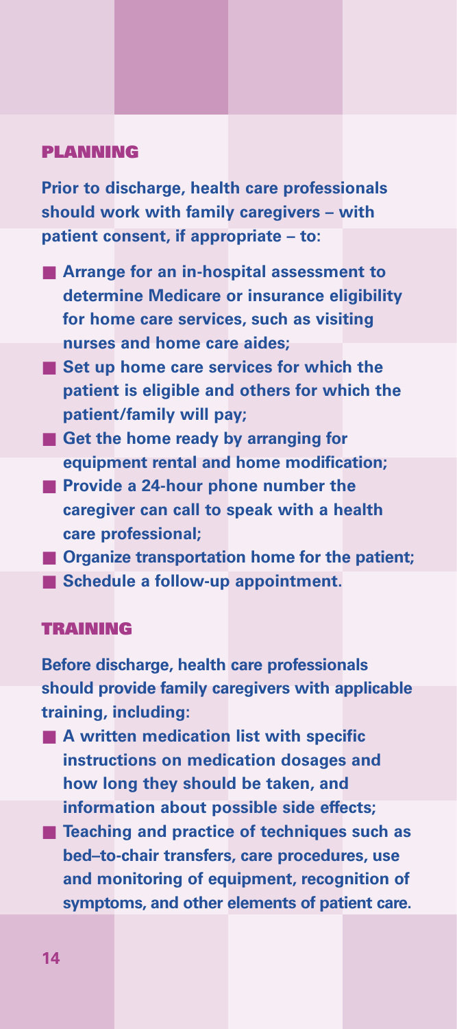## PLANNING

**Prior to discharge, health care professionals should work with family caregivers – with patient consent, if appropriate – to:**

- **Arrange for an in-hospital assessment to determine Medicare or insurance eligibility for home care services, such as visiting nurses and home care aides;**
- **Set up home care services for which the patient is eligible and others for which the patient/family will pay;**
- **Get the home ready by arranging for equipment rental and home modification;**
- **Provide a 24-hour phone number the caregiver can call to speak with a health care professional;**
- **Organize transportation home for the patient;**
- **Schedule a follow-up appointment.**

## TRAINING

**Before discharge, health care professionals should provide family caregivers with applicable training, including:**

- **A written medication list with specific instructions on medication dosages and how long they should be taken, and information about possible side effects;**
- **Teaching and practice of techniques such as bed–to-chair transfers, care procedures, use and monitoring of equipment, recognition of symptoms, and other elements of patient care.**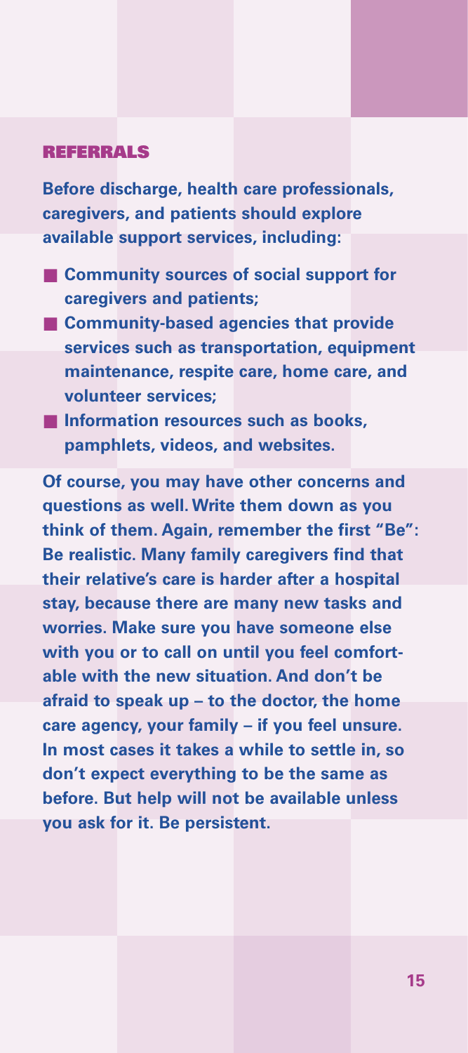## REFERRALS

**Before discharge, health care professionals, caregivers, and patients should explore available support services, including:**

- **Community sources of social support for caregivers and patients;**
- **Community-based agencies that provide services such as transportation, equipment maintenance, respite care, home care, and volunteer services;**
- **Information resources such as books, pamphlets, videos, and websites.**

**Of course, you may have other concerns and questions as well. Write them down as you think of them. Again, remember the first "Be": Be realistic. Many family caregivers find that their relative's care is harder after a hospital stay, because there are many new tasks and worries. Make sure you have someone else with you or to call on until you feel comfortable with the new situation. And don't be afraid to speak up – to the doctor, the home care agency, your family – if you feel unsure. In most cases it takes a while to settle in, so don't expect everything to be the same as before. But help will not be available unless you ask for it. Be persistent.**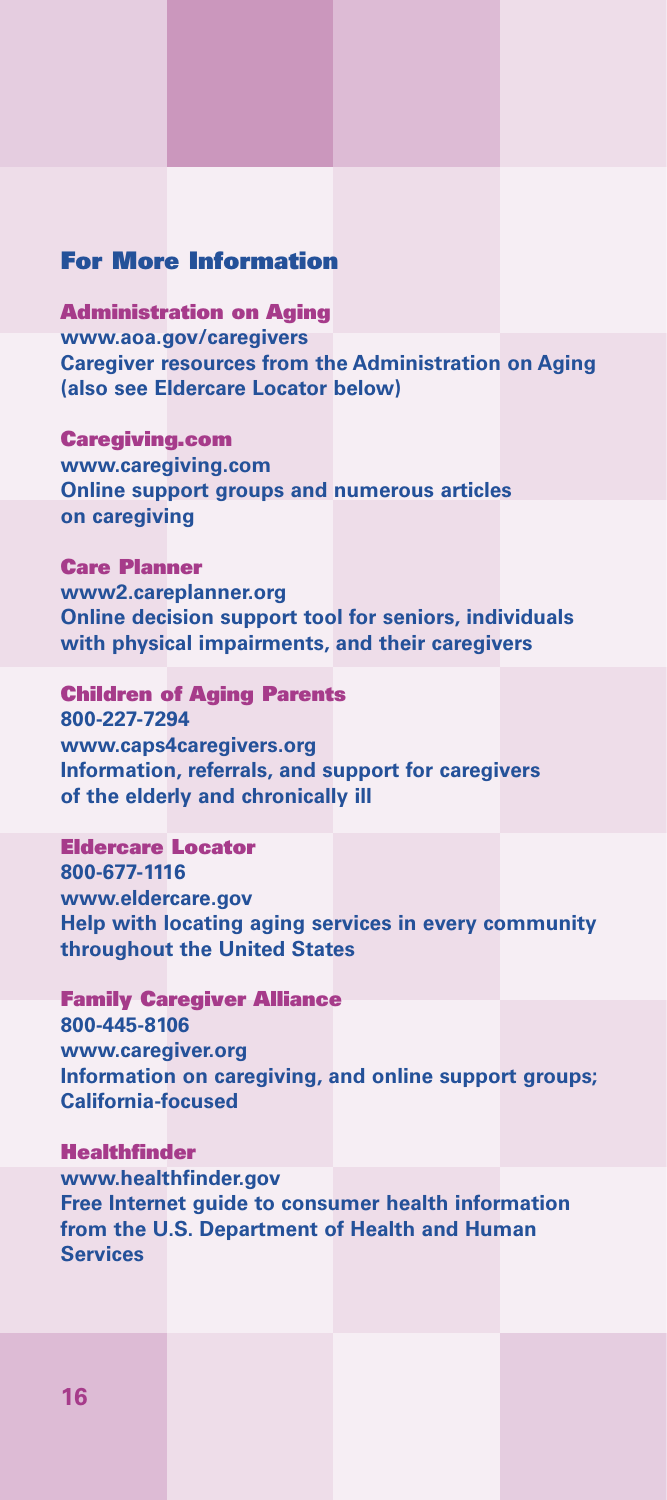## For More Information

### Administration on Aging

**www.aoa.gov/caregivers**
**Caregiver resources from the Administration on Aging (also see Eldercare Locator below)**

### Caregiving.com

**www.caregiving.com**
**Online support groups and numerous articles on caregiving**

### Care Planner

**www2.careplanner.org**
**Online decision support tool for seniors, individuals with physical impairments, and their caregivers**

### Children of Aging Parents

**800-227-7294**
**www.caps4caregivers.org**
**Information, referrals, and support for caregivers of the elderly and chronically ill**

### Eldercare Locator

**800-677-1116**
**www.eldercare.gov**
**Help with locating aging services in every community throughout the United States**

### Family Caregiver Alliance

**800-445-8106**
**www.caregiver.org**
**Information on caregiving, and online support groups; California-focused**

### Healthfinder

**www.healthfinder.gov**
**Free Internet guide to consumer health information from the U.S. Department of Health and Human Services**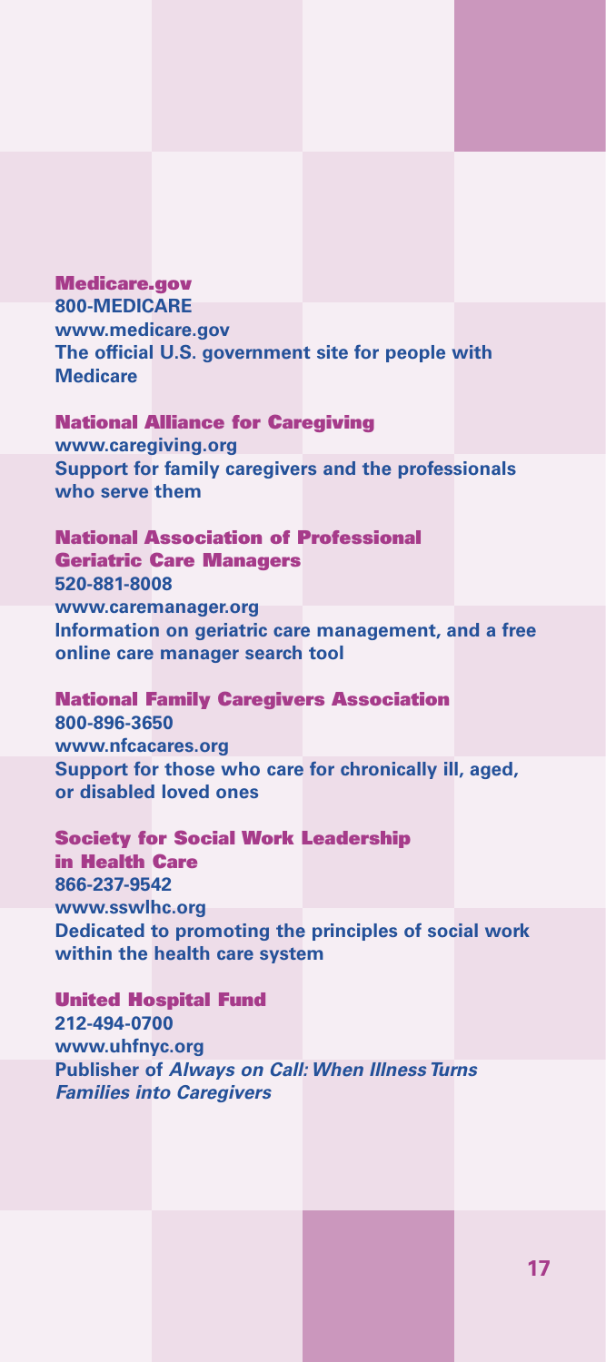### Medicare.gov

**800-MEDICARE**
**www.medicare.gov**
**The official U.S. government site for people with Medicare**

### National Alliance for Caregiving

**www.caregiving.org**
**Support for family caregivers and the professionals who serve them**

### National Association of Professional Geriatric Care Managers

**520-881-8008**
**www.caremanager.org**
**Information on geriatric care management, and a free online care manager search tool**

### National Family Caregivers Association

**800-896-3650**
**www.nfcacares.org**
**Support for those who care for chronically ill, aged, or disabled loved ones**

### Society for Social Work Leadership in Health Care

**866-237-9542**
**www.sswlhc.org**
**Dedicated to promoting the principles of social work within the health care system**

### United Hospital Fund

**212-494-0700**
**www.uhfnyc.org**
**Publisher of *Always on Call: When Illness Turns Families into Caregivers***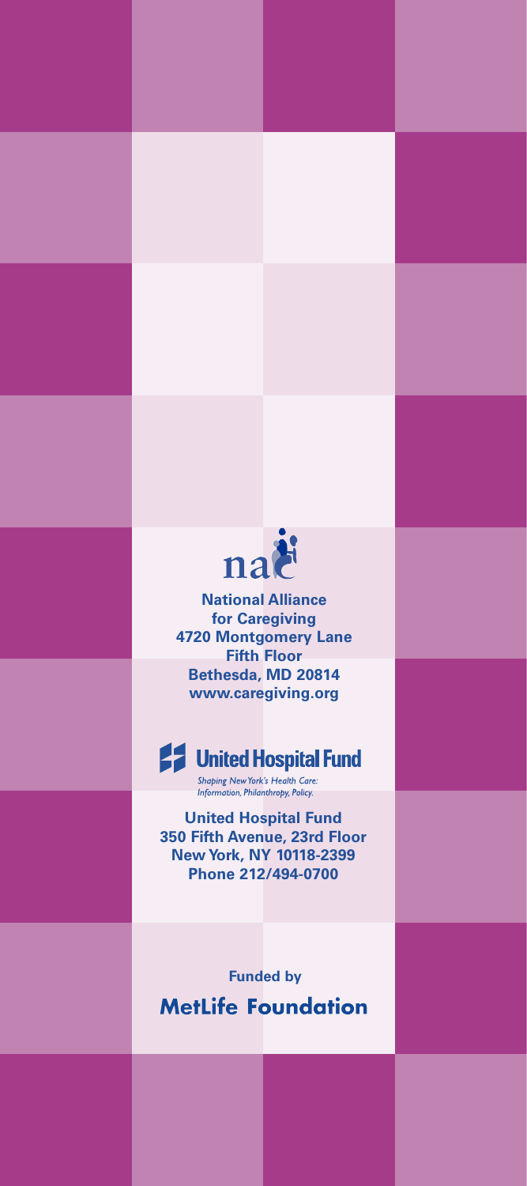nac

**National Alliance for Caregiving**
**4720 Montgomery Lane**
**Fifth Floor**
**Bethesda, MD 20814**
**www.caregiving.org**

**United Hospital Fund**

*Shaping New York's Health Care: Information, Philanthropy, Policy.*

**United Hospital Fund**
**350 Fifth Avenue, 23rd Floor**
**New York, NY 10118-2399**
**Phone 212/494-0700**

**Funded by**

**MetLife Foundation**